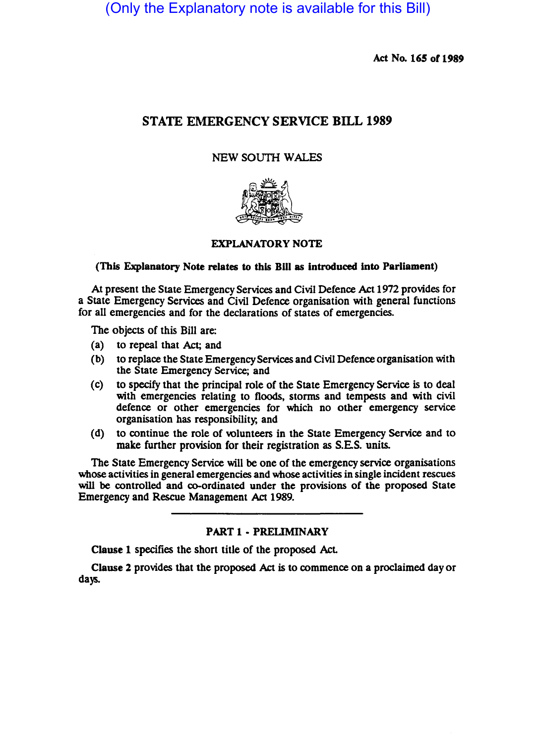(Only the Explanatory note is available for this Bill)

Act No. 165 of 1989

# STATE EMERGENCY SERVICE BILL 1989

NEW SOUTH WALES

## EXPLANATORY NOTE

**(This Explanatory Note relates to this Bill as introduced into Parliament)**

At present the State Emergency Services and Civil Defence Act 1972 provides for a State Emergency Services and Civil Defence organisation with general functions for all emergencies and for the declarations of states of emergencies.

The objects of this Bill are:

(a) to repeal that Act; and

(b) to replace the State Emergency Services and Civil Defence organisation with the State Emergency Service; and

(c) to specify that the principal role of the State Emergency Service is to deal with emergencies relating to floods, storms and tempests and with civil defence or other emergencies for which no other emergency service organisation has responsibility; and

(d) to continue the role of volunteers in the State Emergency Service and to make further provision for their registration as S.E.S. units.

The State Emergency Service will be one of the emergency service organisations whose activities in general emergencies and whose activities in single incident rescues will be controlled and co-ordinated under the provisions of the proposed State Emergency and Rescue Management Act 1989.

## PART 1 - PRELIMINARY

**Clause 1** specifies the short title of the proposed Act.

**Clause 2** provides that the proposed Act is to commence on a proclaimed day or days.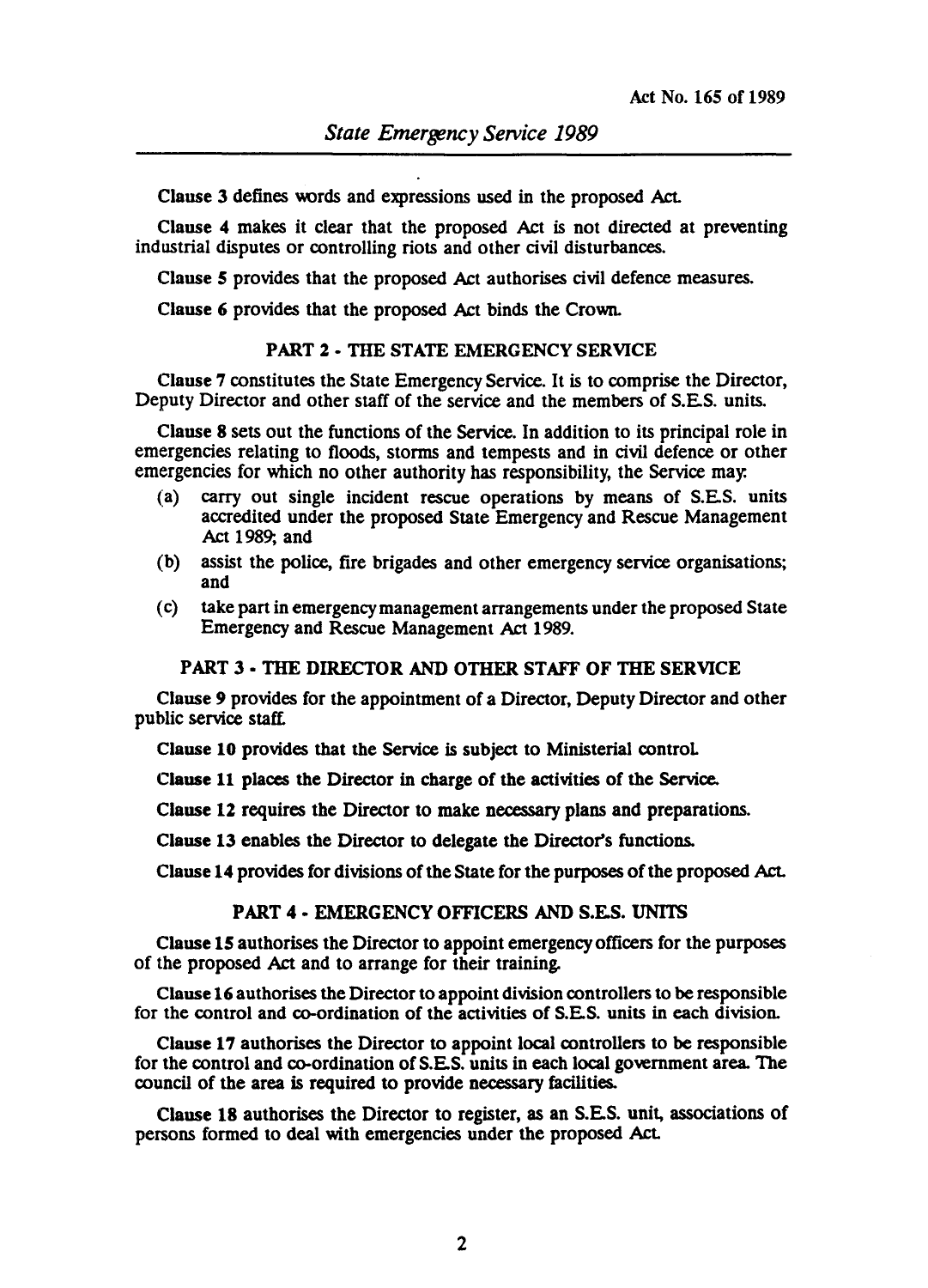Clause 3 defines words and expressions used in the proposed Act.

Clause 4 makes it clear that the proposed Act is not directed at preventing industrial disputes or controlling riots and other civil disturbances.

Clause 5 provides that the proposed Act authorises civil defence measures.

Clause 6 provides that the proposed Act binds the Crown.

## PART 2 - THE STATE EMERGENCY SERVICE

Clause 7 constitutes the State Emergency Service. It is to comprise the Director, Deputy Director and other staff of the service and the members of S.E.S. units.

Clause 8 sets out the functions of the Service. In addition to its principal role in emergencies relating to floods, storms and tempests and in civil defence or other emergencies for which no other authority has responsibility, the Service may:

- (a) carry out single incident rescue operations by means of S.E.S. units accredited under the proposed State Emergency and Rescue Management Act 1989; and
- (b) assist the police, fire brigades and other emergency service organisations; and
- (c) take part in emergency management arrangements under the proposed State Emergency and Rescue Management Act 1989.

## PART 3 - THE DIRECTOR AND OTHER STAFF OF THE SERVICE

Clause 9 provides for the appointment of a Director, Deputy Director and other public service staff.

Clause 10 provides that the Service is subject to Ministerial control.

Clause 11 places the Director in charge of the activities of the Service.

Clause 12 requires the Director to make necessary plans and preparations.

Clause 13 enables the Director to delegate the Director's functions.

Clause 14 provides for divisions of the State for the purposes of the proposed Act.

## PART 4 - EMERGENCY OFFICERS AND S.E.S. UNITS

Clause 15 authorises the Director to appoint emergency officers for the purposes of the proposed Act and to arrange for their training.

Clause 16 authorises the Director to appoint division controllers to be responsible for the control and co-ordination of the activities of S.E.S. units in each division.

Clause 17 authorises the Director to appoint local controllers to be responsible for the control and co-ordination of S.E.S. units in each local government area. The council of the area is required to provide necessary facilities.

Clause 18 authorises the Director to register, as an S.E.S. unit, associations of persons formed to deal with emergencies under the proposed Act.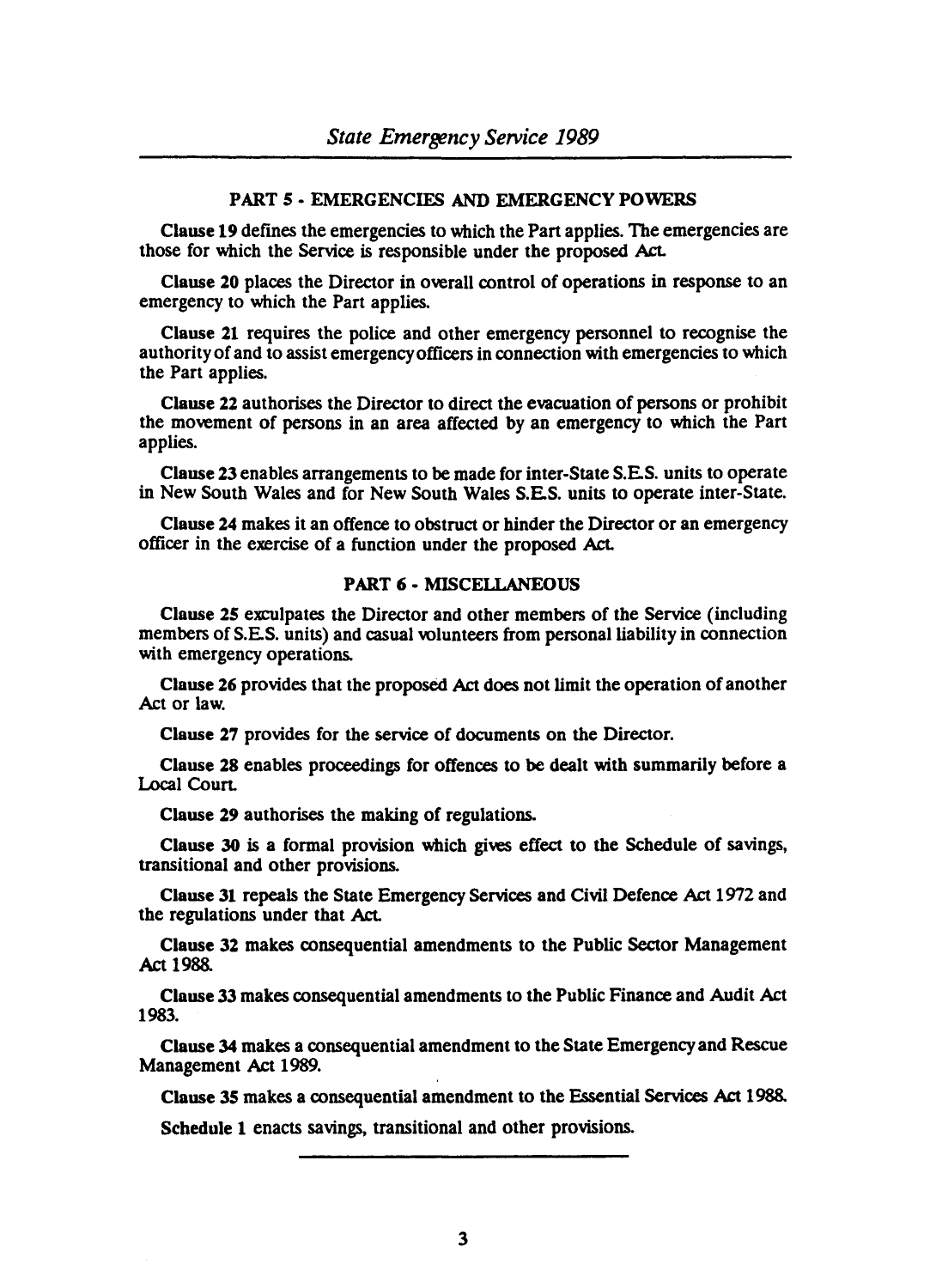## PART 5 - EMERGENCIES AND EMERGENCY POWERS

**Clause 19** defines the emergencies to which the Part applies. The emergencies are those for which the Service is responsible under the proposed Act.

**Clause 20** places the Director in overall control of operations in response to an emergency to which the Part applies.

**Clause 21** requires the police and other emergency personnel to recognise the authority of and to assist emergency officers in connection with emergencies to which the Part applies.

**Clause 22** authorises the Director to direct the evacuation of persons or prohibit the movement of persons in an area affected by an emergency to which the Part applies.

**Clause 23** enables arrangements to be made for inter-State S.E.S. units to operate in New South Wales and for New South Wales S.E.S. units to operate inter-State.

**Clause 24** makes it an offence to obstruct or hinder the Director or an emergency officer in the exercise of a function under the proposed Act.

## PART 6 - MISCELLANEOUS

**Clause 25** exculpates the Director and other members of the Service (including members of S.E.S. units) and casual volunteers from personal liability in connection with emergency operations.

**Clause 26** provides that the proposed Act does not limit the operation of another Act or law.

**Clause 27** provides for the service of documents on the Director.

**Clause 28** enables proceedings for offences to be dealt with summarily before a Local Court.

**Clause 29** authorises the making of regulations.

**Clause 30** is a formal provision which gives effect to the Schedule of savings, transitional and other provisions.

**Clause 31** repeals the State Emergency Services and Civil Defence Act 1972 and the regulations under that Act.

**Clause 32** makes consequential amendments to the Public Sector Management Act 1988.

**Clause 33** makes consequential amendments to the Public Finance and Audit Act 1983.

**Clause 34** makes a consequential amendment to the State Emergency and Rescue Management Act 1989.

**Clause 35** makes a consequential amendment to the Essential Services Act 1988.

**Schedule 1** enacts savings, transitional and other provisions.